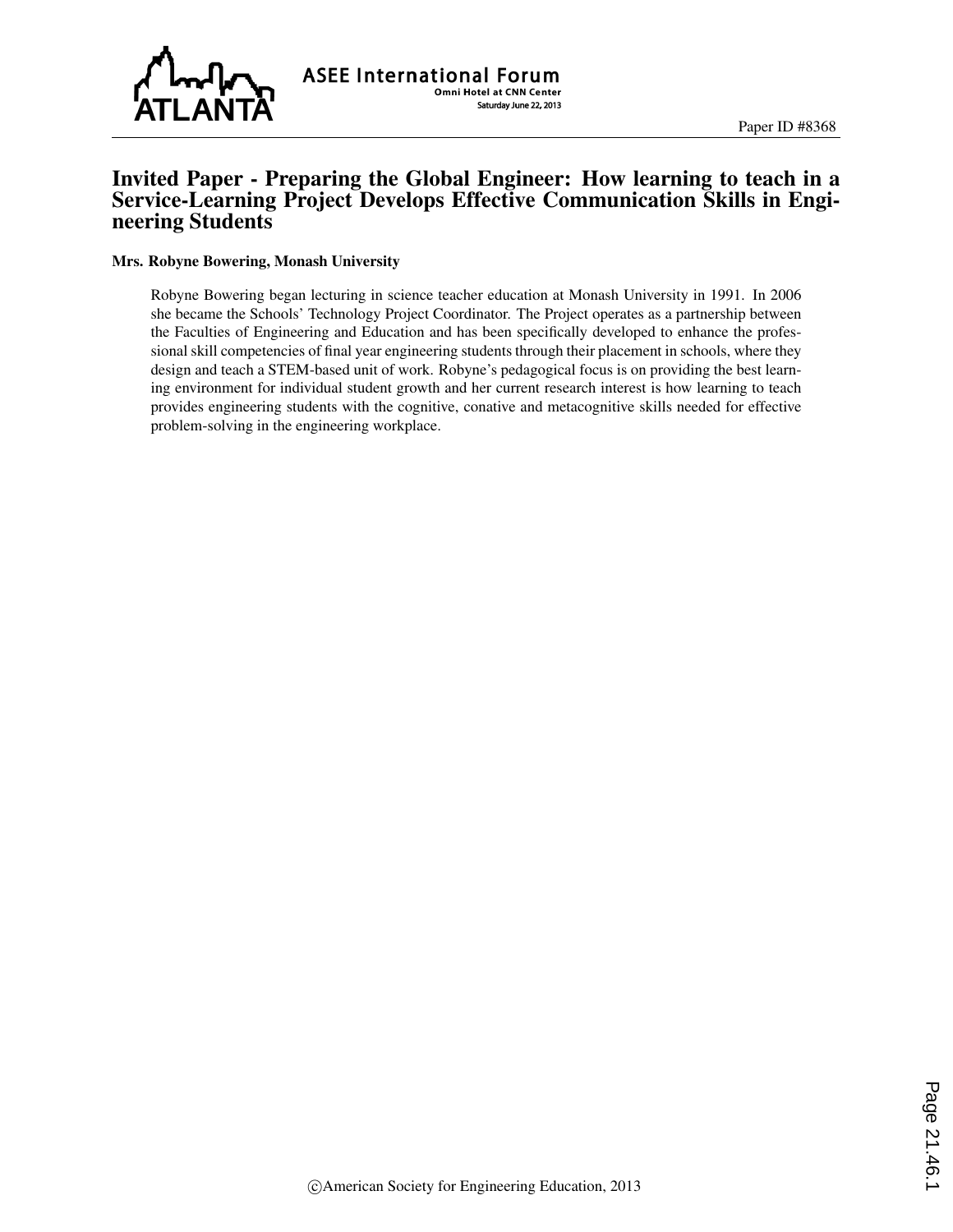# Invited Paper - Preparing the Global Engineer: How learning to teach in a Service-Learning Project Develops Effective Communication Skills in Engineering Students

**Mrs. Robyne Bowering, Monash University**

Robyne Bowering began lecturing in science teacher education at Monash University in 1991. In 2006 she became the Schools' Technology Project Coordinator. The Project operates as a partnership between the Faculties of Engineering and Education and has been specifically developed to enhance the professional skill competencies of final year engineering students through their placement in schools, where they design and teach a STEM-based unit of work. Robyne's pedagogical focus is on providing the best learning environment for individual student growth and her current research interest is how learning to teach provides engineering students with the cognitive, conative and metacognitive skills needed for effective problem-solving in the engineering workplace.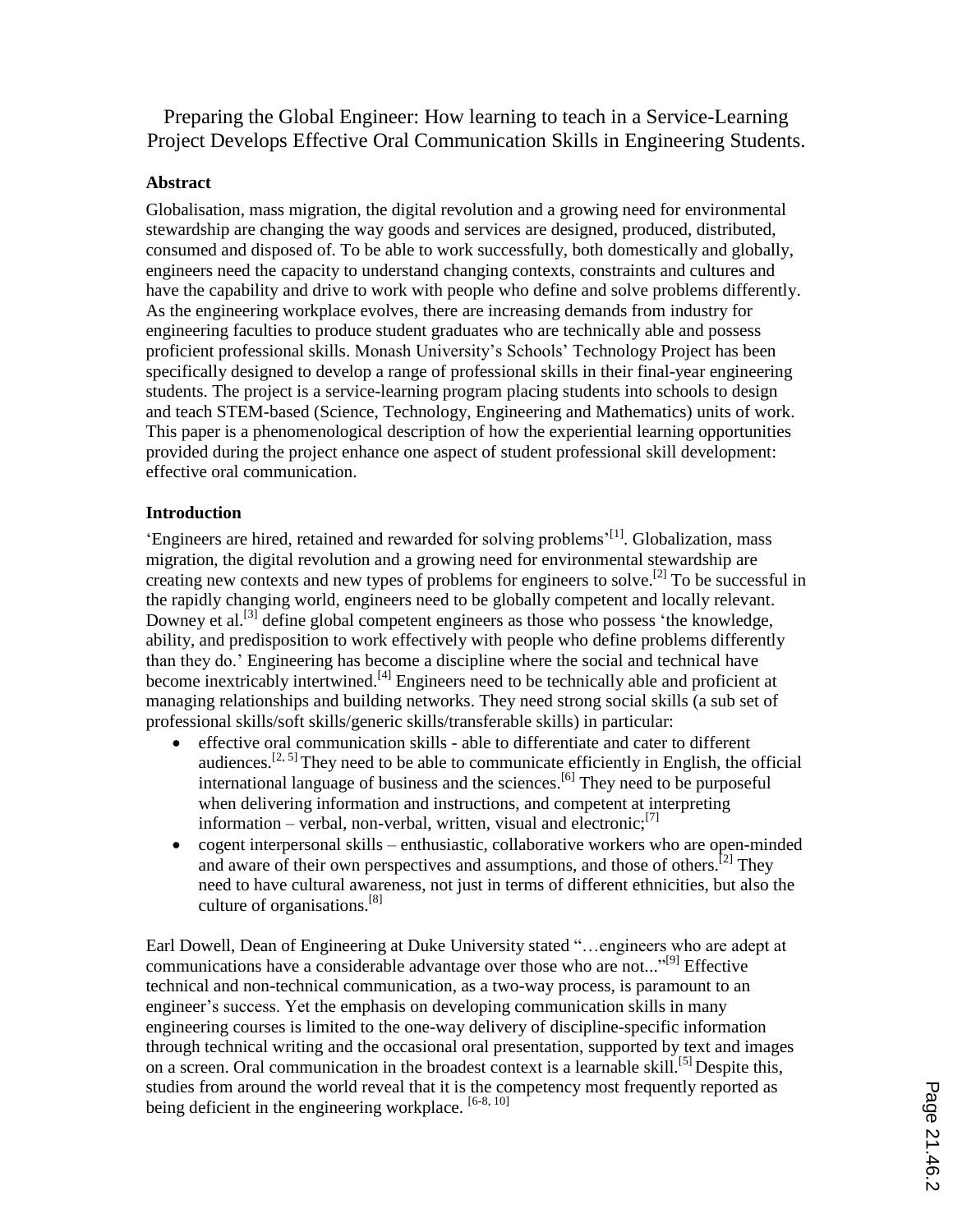Preparing the Global Engineer: How learning to teach in a Service-Learning Project Develops Effective Oral Communication Skills in Engineering Students.

## Abstract

Globalisation, mass migration, the digital revolution and a growing need for environmental stewardship are changing the way goods and services are designed, produced, distributed, consumed and disposed of. To be able to work successfully, both domestically and globally, engineers need the capacity to understand changing contexts, constraints and cultures and have the capability and drive to work with people who define and solve problems differently. As the engineering workplace evolves, there are increasing demands from industry for engineering faculties to produce student graduates who are technically able and possess proficient professional skills. Monash University's Schools' Technology Project has been specifically designed to develop a range of professional skills in their final-year engineering students. The project is a service-learning program placing students into schools to design and teach STEM-based (Science, Technology, Engineering and Mathematics) units of work. This paper is a phenomenological description of how the experiential learning opportunities provided during the project enhance one aspect of student professional skill development: effective oral communication.

## Introduction

'Engineers are hired, retained and rewarded for solving problems'[1]. Globalization, mass migration, the digital revolution and a growing need for environmental stewardship are creating new contexts and new types of problems for engineers to solve.[2] To be successful in the rapidly changing world, engineers need to be globally competent and locally relevant. Downey et al.[3] define global competent engineers as those who possess 'the knowledge, ability, and predisposition to work effectively with people who define problems differently than they do.' Engineering has become a discipline where the social and technical have become inextricably intertwined.[4] Engineers need to be technically able and proficient at managing relationships and building networks. They need strong social skills (a sub set of professional skills/soft skills/generic skills/transferable skills) in particular:

- effective oral communication skills - able to differentiate and cater to different audiences.[2, 5] They need to be able to communicate efficiently in English, the official international language of business and the sciences.[6] They need to be purposeful when delivering information and instructions, and competent at interpreting information – verbal, non-verbal, written, visual and electronic;[7]
- cogent interpersonal skills – enthusiastic, collaborative workers who are open-minded and aware of their own perspectives and assumptions, and those of others.[2] They need to have cultural awareness, not just in terms of different ethnicities, but also the culture of organisations.[8]

Earl Dowell, Dean of Engineering at Duke University stated "…engineers who are adept at communications have a considerable advantage over those who are not..."[9] Effective technical and non-technical communication, as a two-way process, is paramount to an engineer's success. Yet the emphasis on developing communication skills in many engineering courses is limited to the one-way delivery of discipline-specific information through technical writing and the occasional oral presentation, supported by text and images on a screen. Oral communication in the broadest context is a learnable skill.[5] Despite this, studies from around the world reveal that it is the competency most frequently reported as being deficient in the engineering workplace. [6-8, 10]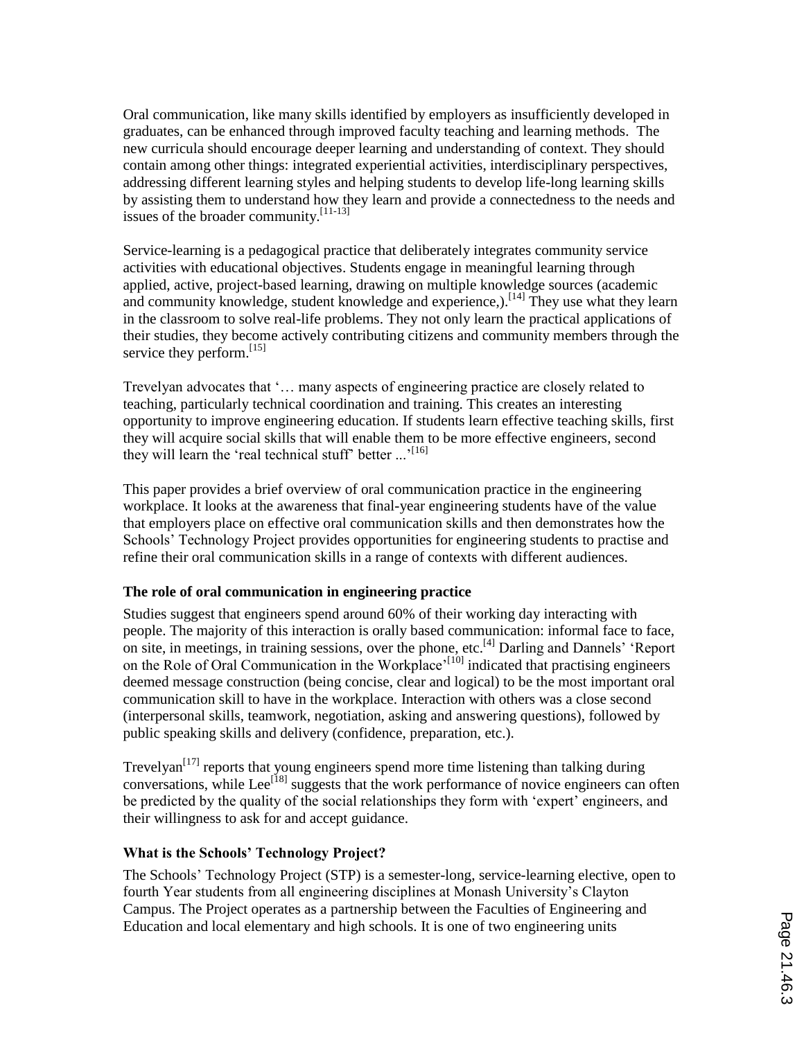Oral communication, like many skills identified by employers as insufficiently developed in graduates, can be enhanced through improved faculty teaching and learning methods. The new curricula should encourage deeper learning and understanding of context. They should contain among other things: integrated experiential activities, interdisciplinary perspectives, addressing different learning styles and helping students to develop life-long learning skills by assisting them to understand how they learn and provide a connectedness to the needs and issues of the broader community.[11-13]

Service-learning is a pedagogical practice that deliberately integrates community service activities with educational objectives. Students engage in meaningful learning through applied, active, project-based learning, drawing on multiple knowledge sources (academic and community knowledge, student knowledge and experience,).[14] They use what they learn in the classroom to solve real-life problems. They not only learn the practical applications of their studies, they become actively contributing citizens and community members through the service they perform.[15]

Trevelyan advocates that '… many aspects of engineering practice are closely related to teaching, particularly technical coordination and training. This creates an interesting opportunity to improve engineering education. If students learn effective teaching skills, first they will acquire social skills that will enable them to be more effective engineers, second they will learn the 'real technical stuff' better ...'[16]

This paper provides a brief overview of oral communication practice in the engineering workplace. It looks at the awareness that final-year engineering students have of the value that employers place on effective oral communication skills and then demonstrates how the Schools' Technology Project provides opportunities for engineering students to practise and refine their oral communication skills in a range of contexts with different audiences.

### The role of oral communication in engineering practice

Studies suggest that engineers spend around 60% of their working day interacting with people. The majority of this interaction is orally based communication: informal face to face, on site, in meetings, in training sessions, over the phone, etc.[4] Darling and Dannels' 'Report on the Role of Oral Communication in the Workplace'[10] indicated that practising engineers deemed message construction (being concise, clear and logical) to be the most important oral communication skill to have in the workplace. Interaction with others was a close second (interpersonal skills, teamwork, negotiation, asking and answering questions), followed by public speaking skills and delivery (confidence, preparation, etc.).

Trevelyan[17] reports that young engineers spend more time listening than talking during conversations, while Lee[18] suggests that the work performance of novice engineers can often be predicted by the quality of the social relationships they form with 'expert' engineers, and their willingness to ask for and accept guidance.

### What is the Schools' Technology Project?

The Schools' Technology Project (STP) is a semester-long, service-learning elective, open to fourth Year students from all engineering disciplines at Monash University's Clayton Campus. The Project operates as a partnership between the Faculties of Engineering and Education and local elementary and high schools. It is one of two engineering units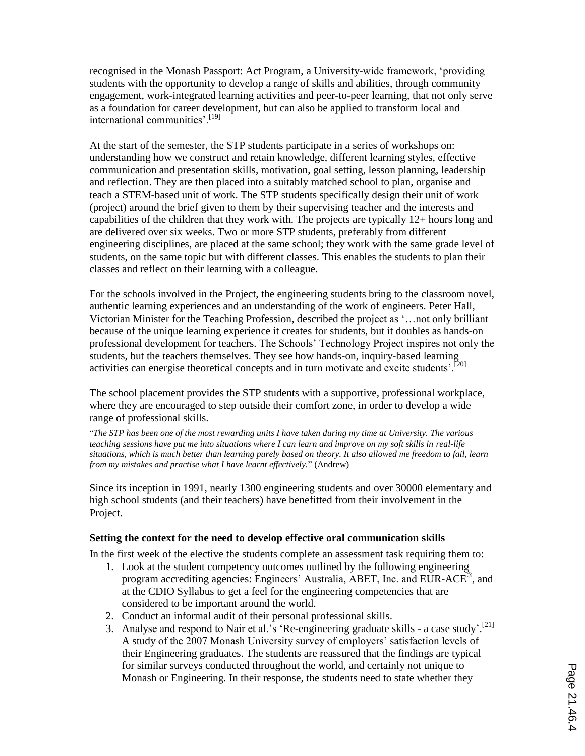recognised in the Monash Passport: Act Program, a University-wide framework, 'providing students with the opportunity to develop a range of skills and abilities, through community engagement, work-integrated learning activities and peer-to-peer learning, that not only serve as a foundation for career development, but can also be applied to transform local and international communities'.[19]

At the start of the semester, the STP students participate in a series of workshops on: understanding how we construct and retain knowledge, different learning styles, effective communication and presentation skills, motivation, goal setting, lesson planning, leadership and reflection. They are then placed into a suitably matched school to plan, organise and teach a STEM-based unit of work. The STP students specifically design their unit of work (project) around the brief given to them by their supervising teacher and the interests and capabilities of the children that they work with. The projects are typically 12+ hours long and are delivered over six weeks. Two or more STP students, preferably from different engineering disciplines, are placed at the same school; they work with the same grade level of students, on the same topic but with different classes. This enables the students to plan their classes and reflect on their learning with a colleague.

For the schools involved in the Project, the engineering students bring to the classroom novel, authentic learning experiences and an understanding of the work of engineers. Peter Hall, Victorian Minister for the Teaching Profession, described the project as '…not only brilliant because of the unique learning experience it creates for students, but it doubles as hands-on professional development for teachers. The Schools' Technology Project inspires not only the students, but the teachers themselves. They see how hands-on, inquiry-based learning activities can energise theoretical concepts and in turn motivate and excite students'.[20]

The school placement provides the STP students with a supportive, professional workplace, where they are encouraged to step outside their comfort zone, in order to develop a wide range of professional skills.

"*The STP has been one of the most rewarding units I have taken during my time at University. The various teaching sessions have put me into situations where I can learn and improve on my soft skills in real-life situations, which is much better than learning purely based on theory. It also allowed me freedom to fail, learn from my mistakes and practise what I have learnt effectively.*" (Andrew)

Since its inception in 1991, nearly 1300 engineering students and over 30000 elementary and high school students (and their teachers) have benefitted from their involvement in the Project.

**Setting the context for the need to develop effective oral communication skills**

In the first week of the elective the students complete an assessment task requiring them to:

1. Look at the student competency outcomes outlined by the following engineering program accrediting agencies: Engineers' Australia, ABET, Inc. and EUR-ACE®, and at the CDIO Syllabus to get a feel for the engineering competencies that are considered to be important around the world.
2. Conduct an informal audit of their personal professional skills.
3. Analyse and respond to Nair et al.'s 'Re-engineering graduate skills - a case study'.[21] A study of the 2007 Monash University survey of employers' satisfaction levels of their Engineering graduates. The students are reassured that the findings are typical for similar surveys conducted throughout the world, and certainly not unique to Monash or Engineering. In their response, the students need to state whether they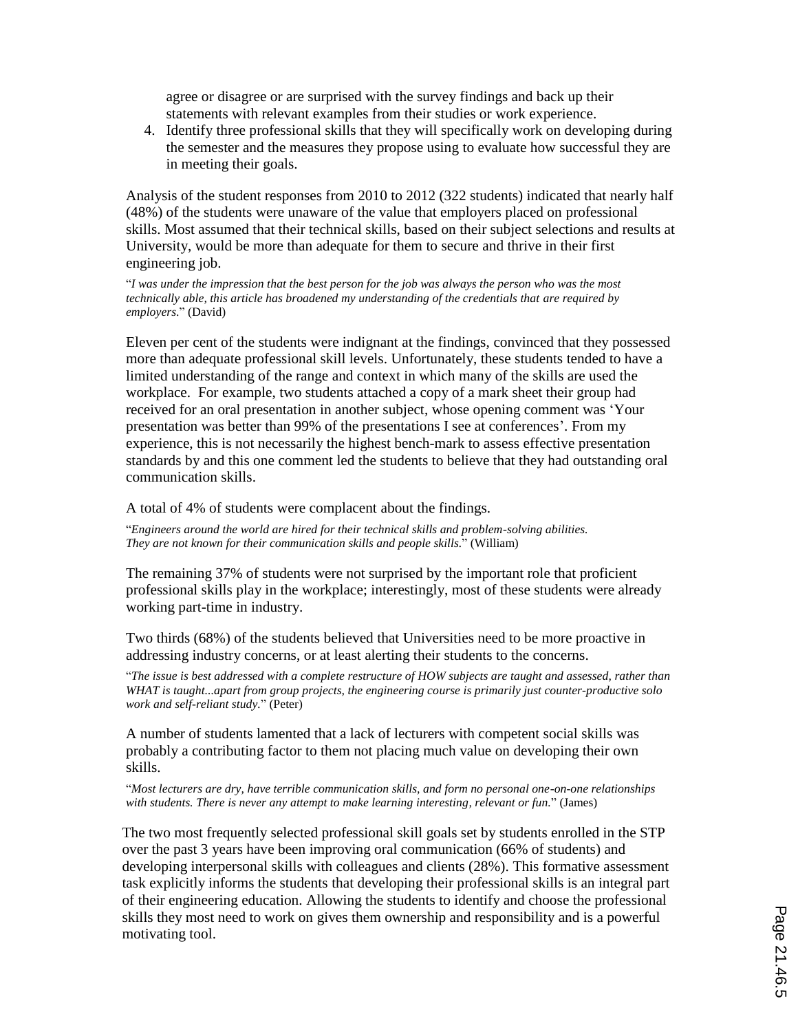agree or disagree or are surprised with the survey findings and back up their statements with relevant examples from their studies or work experience.

4. Identify three professional skills that they will specifically work on developing during the semester and the measures they propose using to evaluate how successful they are in meeting their goals.

Analysis of the student responses from 2010 to 2012 (322 students) indicated that nearly half (48%) of the students were unaware of the value that employers placed on professional skills. Most assumed that their technical skills, based on their subject selections and results at University, would be more than adequate for them to secure and thrive in their first engineering job.

"*I was under the impression that the best person for the job was always the person who was the most technically able, this article has broadened my understanding of the credentials that are required by employers.*" (David)

Eleven per cent of the students were indignant at the findings, convinced that they possessed more than adequate professional skill levels. Unfortunately, these students tended to have a limited understanding of the range and context in which many of the skills are used the workplace. For example, two students attached a copy of a mark sheet their group had received for an oral presentation in another subject, whose opening comment was 'Your presentation was better than 99% of the presentations I see at conferences'. From my experience, this is not necessarily the highest bench-mark to assess effective presentation standards by and this one comment led the students to believe that they had outstanding oral communication skills.

A total of 4% of students were complacent about the findings.

"*Engineers around the world are hired for their technical skills and problem-solving abilities. They are not known for their communication skills and people skills.*" (William)

The remaining 37% of students were not surprised by the important role that proficient professional skills play in the workplace; interestingly, most of these students were already working part-time in industry.

Two thirds (68%) of the students believed that Universities need to be more proactive in addressing industry concerns, or at least alerting their students to the concerns.

"*The issue is best addressed with a complete restructure of HOW subjects are taught and assessed, rather than WHAT is taught...apart from group projects, the engineering course is primarily just counter-productive solo work and self-reliant study.*" (Peter)

A number of students lamented that a lack of lecturers with competent social skills was probably a contributing factor to them not placing much value on developing their own skills.

"*Most lecturers are dry, have terrible communication skills, and form no personal one-on-one relationships with students. There is never any attempt to make learning interesting, relevant or fun.*" (James)

The two most frequently selected professional skill goals set by students enrolled in the STP over the past 3 years have been improving oral communication (66% of students) and developing interpersonal skills with colleagues and clients (28%). This formative assessment task explicitly informs the students that developing their professional skills is an integral part of their engineering education. Allowing the students to identify and choose the professional skills they most need to work on gives them ownership and responsibility and is a powerful motivating tool.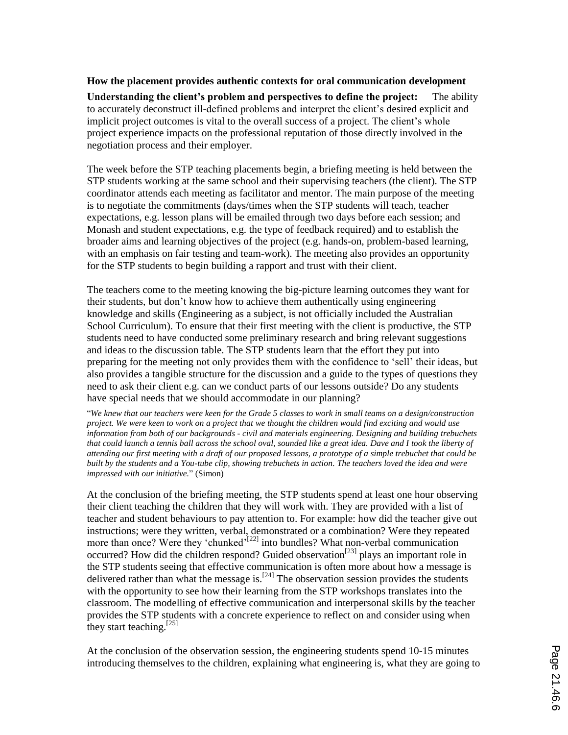**How the placement provides authentic contexts for oral communication development**

**Understanding the client's problem and perspectives to define the project:** The ability to accurately deconstruct ill-defined problems and interpret the client's desired explicit and implicit project outcomes is vital to the overall success of a project. The client's whole project experience impacts on the professional reputation of those directly involved in the negotiation process and their employer.

The week before the STP teaching placements begin, a briefing meeting is held between the STP students working at the same school and their supervising teachers (the client). The STP coordinator attends each meeting as facilitator and mentor. The main purpose of the meeting is to negotiate the commitments (days/times when the STP students will teach, teacher expectations, e.g. lesson plans will be emailed through two days before each session; and Monash and student expectations, e.g. the type of feedback required) and to establish the broader aims and learning objectives of the project (e.g. hands-on, problem-based learning, with an emphasis on fair testing and team-work). The meeting also provides an opportunity for the STP students to begin building a rapport and trust with their client.

The teachers come to the meeting knowing the big-picture learning outcomes they want for their students, but don't know how to achieve them authentically using engineering knowledge and skills (Engineering as a subject, is not officially included the Australian School Curriculum). To ensure that their first meeting with the client is productive, the STP students need to have conducted some preliminary research and bring relevant suggestions and ideas to the discussion table. The STP students learn that the effort they put into preparing for the meeting not only provides them with the confidence to 'sell' their ideas, but also provides a tangible structure for the discussion and a guide to the types of questions they need to ask their client e.g. can we conduct parts of our lessons outside? Do any students have special needs that we should accommodate in our planning?

"*We knew that our teachers were keen for the Grade 5 classes to work in small teams on a design/construction project. We were keen to work on a project that we thought the children would find exciting and would use information from both of our backgrounds - civil and materials engineering. Designing and building trebuchets that could launch a tennis ball across the school oval, sounded like a great idea. Dave and I took the liberty of attending our first meeting with a draft of our proposed lessons, a prototype of a simple trebuchet that could be built by the students and a You-tube clip, showing trebuchets in action. The teachers loved the idea and were impressed with our initiative.*" (Simon)

At the conclusion of the briefing meeting, the STP students spend at least one hour observing their client teaching the children that they will work with. They are provided with a list of teacher and student behaviours to pay attention to. For example: how did the teacher give out instructions; were they written, verbal, demonstrated or a combination? Were they repeated more than once? Were they 'chunked'[22] into bundles? What non-verbal communication occurred? How did the children respond? Guided observation[23] plays an important role in the STP students seeing that effective communication is often more about how a message is delivered rather than what the message is.[24] The observation session provides the students with the opportunity to see how their learning from the STP workshops translates into the classroom. The modelling of effective communication and interpersonal skills by the teacher provides the STP students with a concrete experience to reflect on and consider using when they start teaching.[25]

At the conclusion of the observation session, the engineering students spend 10-15 minutes introducing themselves to the children, explaining what engineering is, what they are going to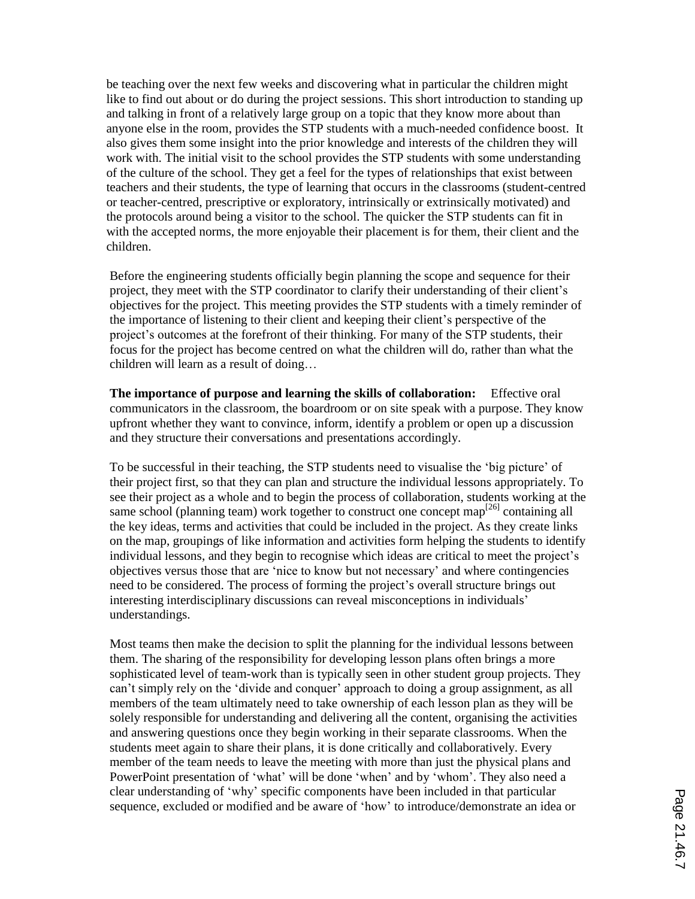be teaching over the next few weeks and discovering what in particular the children might like to find out about or do during the project sessions. This short introduction to standing up and talking in front of a relatively large group on a topic that they know more about than anyone else in the room, provides the STP students with a much-needed confidence boost. It also gives them some insight into the prior knowledge and interests of the children they will work with. The initial visit to the school provides the STP students with some understanding of the culture of the school. They get a feel for the types of relationships that exist between teachers and their students, the type of learning that occurs in the classrooms (student-centred or teacher-centred, prescriptive or exploratory, intrinsically or extrinsically motivated) and the protocols around being a visitor to the school. The quicker the STP students can fit in with the accepted norms, the more enjoyable their placement is for them, their client and the children.

Before the engineering students officially begin planning the scope and sequence for their project, they meet with the STP coordinator to clarify their understanding of their client's objectives for the project. This meeting provides the STP students with a timely reminder of the importance of listening to their client and keeping their client's perspective of the project's outcomes at the forefront of their thinking. For many of the STP students, their focus for the project has become centred on what the children will do, rather than what the children will learn as a result of doing…

**The importance of purpose and learning the skills of collaboration:** Effective oral communicators in the classroom, the boardroom or on site speak with a purpose. They know upfront whether they want to convince, inform, identify a problem or open up a discussion and they structure their conversations and presentations accordingly.

To be successful in their teaching, the STP students need to visualise the 'big picture' of their project first, so that they can plan and structure the individual lessons appropriately. To see their project as a whole and to begin the process of collaboration, students working at the same school (planning team) work together to construct one concept map[26] containing all the key ideas, terms and activities that could be included in the project. As they create links on the map, groupings of like information and activities form helping the students to identify individual lessons, and they begin to recognise which ideas are critical to meet the project's objectives versus those that are 'nice to know but not necessary' and where contingencies need to be considered. The process of forming the project's overall structure brings out interesting interdisciplinary discussions can reveal misconceptions in individuals' understandings.

Most teams then make the decision to split the planning for the individual lessons between them. The sharing of the responsibility for developing lesson plans often brings a more sophisticated level of team-work than is typically seen in other student group projects. They can't simply rely on the 'divide and conquer' approach to doing a group assignment, as all members of the team ultimately need to take ownership of each lesson plan as they will be solely responsible for understanding and delivering all the content, organising the activities and answering questions once they begin working in their separate classrooms. When the students meet again to share their plans, it is done critically and collaboratively. Every member of the team needs to leave the meeting with more than just the physical plans and PowerPoint presentation of 'what' will be done 'when' and by 'whom'. They also need a clear understanding of 'why' specific components have been included in that particular sequence, excluded or modified and be aware of 'how' to introduce/demonstrate an idea or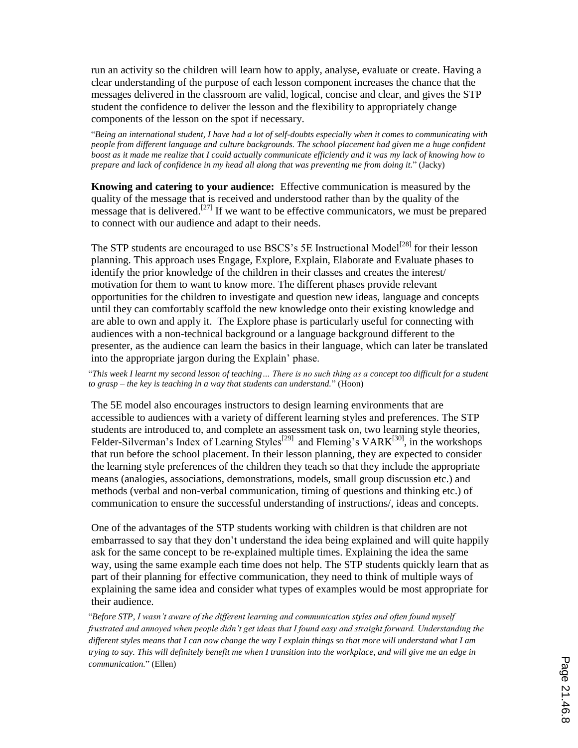run an activity so the children will learn how to apply, analyse, evaluate or create. Having a clear understanding of the purpose of each lesson component increases the chance that the messages delivered in the classroom are valid, logical, concise and clear, and gives the STP student the confidence to deliver the lesson and the flexibility to appropriately change components of the lesson on the spot if necessary.

"*Being an international student, I have had a lot of self-doubts especially when it comes to communicating with people from different language and culture backgrounds. The school placement had given me a huge confident boost as it made me realize that I could actually communicate efficiently and it was my lack of knowing how to prepare and lack of confidence in my head all along that was preventing me from doing it.*" (Jacky)

**Knowing and catering to your audience:** Effective communication is measured by the quality of the message that is received and understood rather than by the quality of the message that is delivered.[27] If we want to be effective communicators, we must be prepared to connect with our audience and adapt to their needs.

The STP students are encouraged to use BSCS's 5E Instructional Model[28] for their lesson planning. This approach uses Engage, Explore, Explain, Elaborate and Evaluate phases to identify the prior knowledge of the children in their classes and creates the interest/ motivation for them to want to know more. The different phases provide relevant opportunities for the children to investigate and question new ideas, language and concepts until they can comfortably scaffold the new knowledge onto their existing knowledge and are able to own and apply it. The Explore phase is particularly useful for connecting with audiences with a non-technical background or a language background different to the presenter, as the audience can learn the basics in their language, which can later be translated into the appropriate jargon during the Explain' phase.

"*This week I learnt my second lesson of teaching… There is no such thing as a concept too difficult for a student to grasp – the key is teaching in a way that students can understand.*" (Hoon)

The 5E model also encourages instructors to design learning environments that are accessible to audiences with a variety of different learning styles and preferences. The STP students are introduced to, and complete an assessment task on, two learning style theories, Felder-Silverman's Index of Learning Styles[29] and Fleming's VARK[30], in the workshops that run before the school placement. In their lesson planning, they are expected to consider the learning style preferences of the children they teach so that they include the appropriate means (analogies, associations, demonstrations, models, small group discussion etc.) and methods (verbal and non-verbal communication, timing of questions and thinking etc.) of communication to ensure the successful understanding of instructions/, ideas and concepts.

One of the advantages of the STP students working with children is that children are not embarrassed to say that they don't understand the idea being explained and will quite happily ask for the same concept to be re-explained multiple times. Explaining the idea the same way, using the same example each time does not help. The STP students quickly learn that as part of their planning for effective communication, they need to think of multiple ways of explaining the same idea and consider what types of examples would be most appropriate for their audience.

"*Before STP, I wasn't aware of the different learning and communication styles and often found myself frustrated and annoyed when people didn't get ideas that I found easy and straight forward. Understanding the different styles means that I can now change the way I explain things so that more will understand what I am trying to say. This will definitely benefit me when I transition into the workplace, and will give me an edge in communication.*" (Ellen)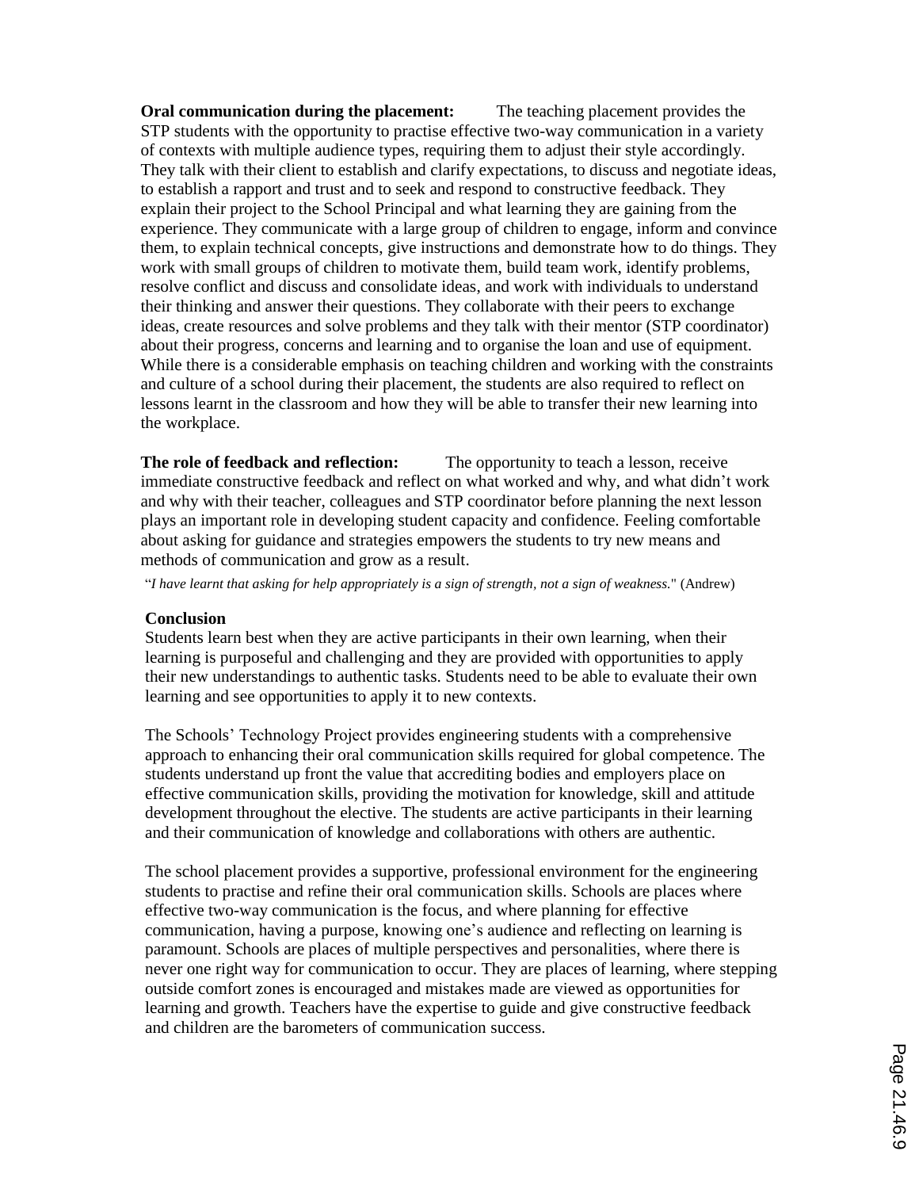**Oral communication during the placement:** The teaching placement provides the STP students with the opportunity to practise effective two-way communication in a variety of contexts with multiple audience types, requiring them to adjust their style accordingly. They talk with their client to establish and clarify expectations, to discuss and negotiate ideas, to establish a rapport and trust and to seek and respond to constructive feedback. They explain their project to the School Principal and what learning they are gaining from the experience. They communicate with a large group of children to engage, inform and convince them, to explain technical concepts, give instructions and demonstrate how to do things. They work with small groups of children to motivate them, build team work, identify problems, resolve conflict and discuss and consolidate ideas, and work with individuals to understand their thinking and answer their questions. They collaborate with their peers to exchange ideas, create resources and solve problems and they talk with their mentor (STP coordinator) about their progress, concerns and learning and to organise the loan and use of equipment. While there is a considerable emphasis on teaching children and working with the constraints and culture of a school during their placement, the students are also required to reflect on lessons learnt in the classroom and how they will be able to transfer their new learning into the workplace.

**The role of feedback and reflection:** The opportunity to teach a lesson, receive immediate constructive feedback and reflect on what worked and why, and what didn't work and why with their teacher, colleagues and STP coordinator before planning the next lesson plays an important role in developing student capacity and confidence. Feeling comfortable about asking for guidance and strategies empowers the students to try new means and methods of communication and grow as a result.

"*I have learnt that asking for help appropriately is a sign of strength, not a sign of weakness.*" (Andrew)

**Conclusion**

Students learn best when they are active participants in their own learning, when their learning is purposeful and challenging and they are provided with opportunities to apply their new understandings to authentic tasks. Students need to be able to evaluate their own learning and see opportunities to apply it to new contexts.

The Schools' Technology Project provides engineering students with a comprehensive approach to enhancing their oral communication skills required for global competence. The students understand up front the value that accrediting bodies and employers place on effective communication skills, providing the motivation for knowledge, skill and attitude development throughout the elective. The students are active participants in their learning and their communication of knowledge and collaborations with others are authentic.

The school placement provides a supportive, professional environment for the engineering students to practise and refine their oral communication skills. Schools are places where effective two-way communication is the focus, and where planning for effective communication, having a purpose, knowing one's audience and reflecting on learning is paramount. Schools are places of multiple perspectives and personalities, where there is never one right way for communication to occur. They are places of learning, where stepping outside comfort zones is encouraged and mistakes made are viewed as opportunities for learning and growth. Teachers have the expertise to guide and give constructive feedback and children are the barometers of communication success.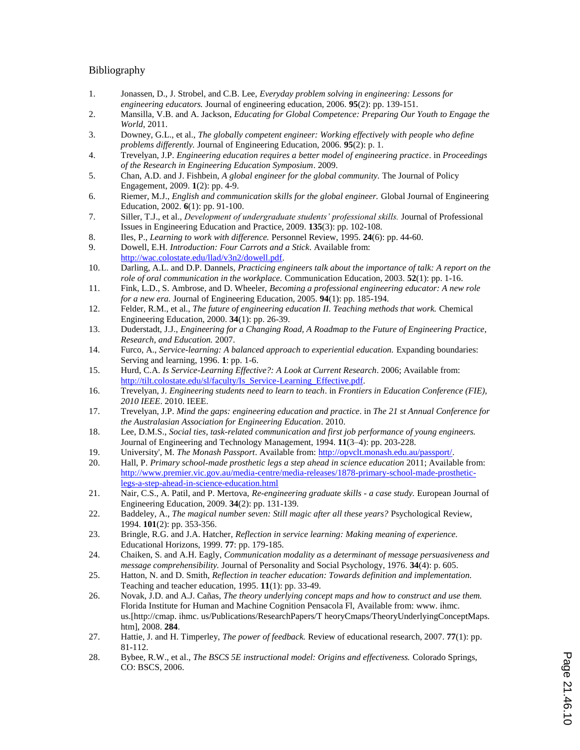## Bibliography

1. Jonassen, D., J. Strobel, and C.B. Lee, *Everyday problem solving in engineering: Lessons for engineering educators.* Journal of engineering education, 2006. **95**(2): pp. 139-151.
2. Mansilla, V.B. and A. Jackson, *Educating for Global Competence: Preparing Our Youth to Engage the World*, 2011.
3. Downey, G.L., et al., *The globally competent engineer: Working effectively with people who define problems differently.* Journal of Engineering Education, 2006. **95**(2): p. 1.
4. Trevelyan, J.P. *Engineering education requires a better model of engineering practice*. in *Proceedings of the Research in Engineering Education Symposium*. 2009.
5. Chan, A.D. and J. Fishbein, *A global engineer for the global community.* The Journal of Policy Engagement, 2009. **1**(2): pp. 4-9.
6. Riemer, M.J., *English and communication skills for the global engineer.* Global Journal of Engineering Education, 2002. **6**(1): pp. 91-100.
7. Siller, T.J., et al., *Development of undergraduate students' professional skills.* Journal of Professional Issues in Engineering Education and Practice, 2009. **135**(3): pp. 102-108.
8. Iles, P., *Learning to work with difference.* Personnel Review, 1995. **24**(6): pp. 44-60.
9. Dowell, E.H. *Introduction: Four Carrots and a Stick*. Available from: http://wac.colostate.edu/llad/v3n2/dowell.pdf.
10. Darling, A.L. and D.P. Dannels, *Practicing engineers talk about the importance of talk: A report on the role of oral communication in the workplace.* Communication Education, 2003. **52**(1): pp. 1-16.
11. Fink, L.D., S. Ambrose, and D. Wheeler, *Becoming a professional engineering educator: A new role for a new era.* Journal of Engineering Education, 2005. **94**(1): pp. 185-194.
12. Felder, R.M., et al., *The future of engineering education II. Teaching methods that work.* Chemical Engineering Education, 2000. **34**(1): pp. 26-39.
13. Duderstadt, J.J., *Engineering for a Changing Road, A Roadmap to the Future of Engineering Practice, Research, and Education.* 2007.
14. Furco, A., *Service-learning: A balanced approach to experiential education.* Expanding boundaries: Serving and learning, 1996. **1**: pp. 1-6.
15. Hurd, C.A. *Is Service-Learning Effective?: A Look at Current Research*. 2006; Available from: http://tilt.colostate.edu/sl/faculty/Is_Service-Learning_Effective.pdf.
16. Trevelyan, J. *Engineering students need to learn to teach*. in *Frontiers in Education Conference (FIE), 2010 IEEE*. 2010. IEEE.
17. Trevelyan, J.P. *Mind the gaps: engineering education and practice*. in *The 21 st Annual Conference for the Australasian Association for Engineering Education*. 2010.
18. Lee, D.M.S., *Social ties, task-related communication and first job performance of young engineers.* Journal of Engineering and Technology Management, 1994. **11**(3–4): pp. 203-228.
19. University', M. *The Monash Passport*. Available from: http://opvclt.monash.edu.au/passport/.
20. Hall, P. *Primary school-made prosthetic legs a step ahead in science education* 2011; Available from: http://www.premier.vic.gov.au/media-centre/media-releases/1878-primary-school-made-prosthetic-legs-a-step-ahead-in-science-education.html
21. Nair, C.S., A. Patil, and P. Mertova, *Re-engineering graduate skills - a case study.* European Journal of Engineering Education, 2009. **34**(2): pp. 131-139.
22. Baddeley, A., *The magical number seven: Still magic after all these years?* Psychological Review, 1994. **101**(2): pp. 353-356.
23. Bringle, R.G. and J.A. Hatcher, *Reflection in service learning: Making meaning of experience.* Educational Horizons, 1999. **77**: pp. 179-185.
24. Chaiken, S. and A.H. Eagly, *Communication modality as a determinant of message persuasiveness and message comprehensibility.* Journal of Personality and Social Psychology, 1976. **34**(4): p. 605.
25. Hatton, N. and D. Smith, *Reflection in teacher education: Towards definition and implementation.* Teaching and teacher education, 1995. **11**(1): pp. 33-49.
26. Novak, J.D. and A.J. Cañas, *The theory underlying concept maps and how to construct and use them.* Florida Institute for Human and Machine Cognition Pensacola Fl, Available from: www. ihmc. us.[http://cmap. ihmc. us/Publications/ResearchPapers/T heoryCmaps/TheoryUnderlyingConceptMaps. htm], 2008. **284**.
27. Hattie, J. and H. Timperley, *The power of feedback.* Review of educational research, 2007. **77**(1): pp. 81-112.
28. Bybee, R.W., et al., *The BSCS 5E instructional model: Origins and effectiveness.* Colorado Springs, CO: BSCS, 2006.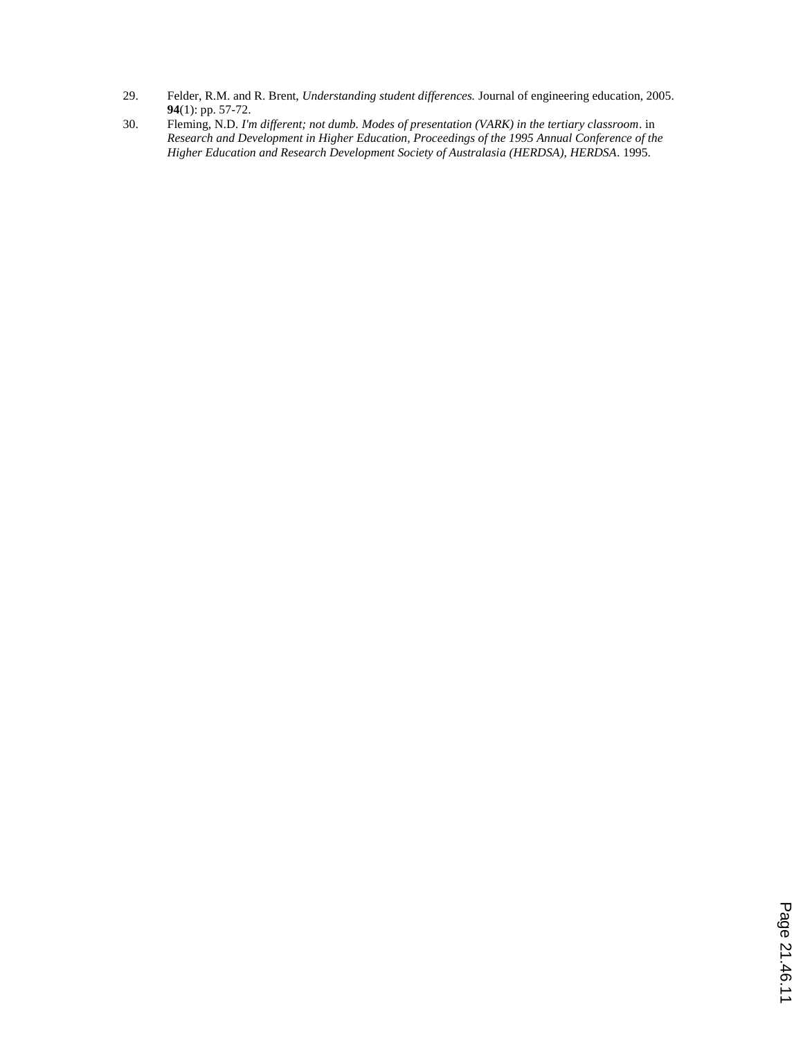29. Felder, R.M. and R. Brent, *Understanding student differences.* Journal of engineering education, 2005. **94**(1): pp. 57-72.
30. Fleming, N.D. *I'm different; not dumb. Modes of presentation (VARK) in the tertiary classroom*. in *Research and Development in Higher Education, Proceedings of the 1995 Annual Conference of the Higher Education and Research Development Society of Australasia (HERDSA), HERDSA*. 1995.